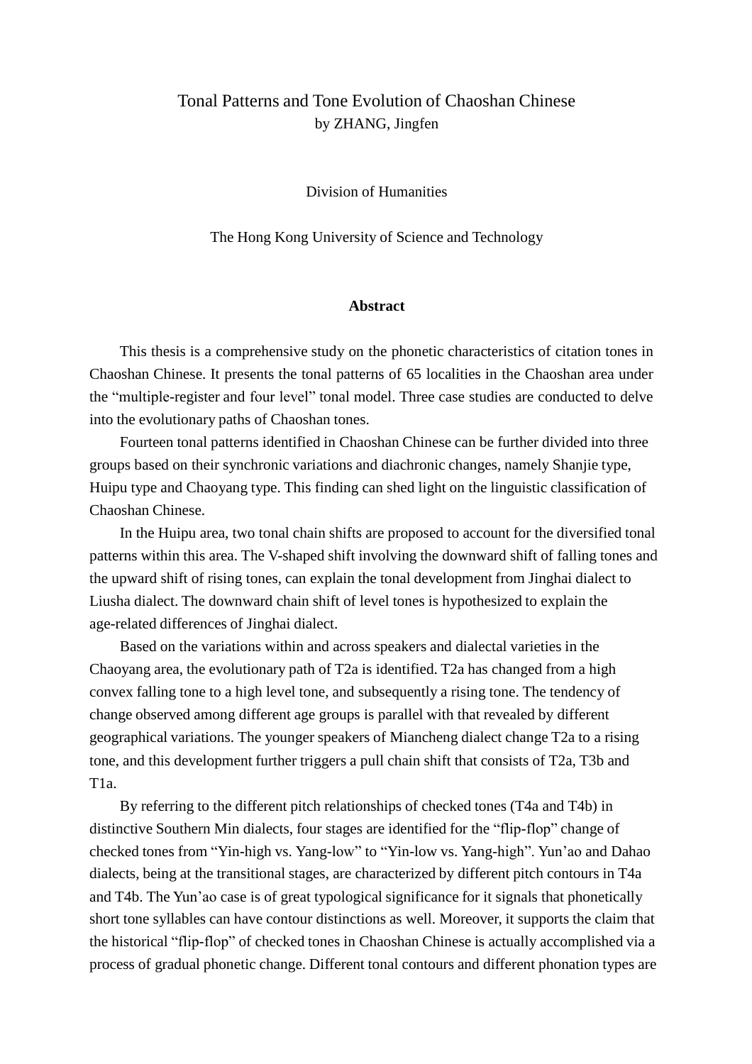# Tonal Patterns and Tone Evolution of Chaoshan Chinese

by ZHANG, Jingfen

Division of Humanities

The Hong Kong University of Science and Technology

## Abstract

This thesis is a comprehensive study on the phonetic characteristics of citation tones in Chaoshan Chinese. It presents the tonal patterns of 65 localities in the Chaoshan area under the "multiple-register and four level" tonal model. Three case studies are conducted to delve into the evolutionary paths of Chaoshan tones.

Fourteen tonal patterns identified in Chaoshan Chinese can be further divided into three groups based on their synchronic variations and diachronic changes, namely Shanjie type, Huipu type and Chaoyang type. This finding can shed light on the linguistic classification of Chaoshan Chinese.

In the Huipu area, two tonal chain shifts are proposed to account for the diversified tonal patterns within this area. The V-shaped shift involving the downward shift of falling tones and the upward shift of rising tones, can explain the tonal development from Jinghai dialect to Liusha dialect. The downward chain shift of level tones is hypothesized to explain the age-related differences of Jinghai dialect.

Based on the variations within and across speakers and dialectal varieties in the Chaoyang area, the evolutionary path of T2a is identified. T2a has changed from a high convex falling tone to a high level tone, and subsequently a rising tone. The tendency of change observed among different age groups is parallel with that revealed by different geographical variations. The younger speakers of Miancheng dialect change T2a to a rising tone, and this development further triggers a pull chain shift that consists of T2a, T3b and T1a.

By referring to the different pitch relationships of checked tones (T4a and T4b) in distinctive Southern Min dialects, four stages are identified for the "flip-flop" change of checked tones from "Yin-high vs. Yang-low" to "Yin-low vs. Yang-high". Yun'ao and Dahao dialects, being at the transitional stages, are characterized by different pitch contours in T4a and T4b. The Yun'ao case is of great typological significance for it signals that phonetically short tone syllables can have contour distinctions as well. Moreover, it supports the claim that the historical "flip-flop" of checked tones in Chaoshan Chinese is actually accomplished via a process of gradual phonetic change. Different tonal contours and different phonation types are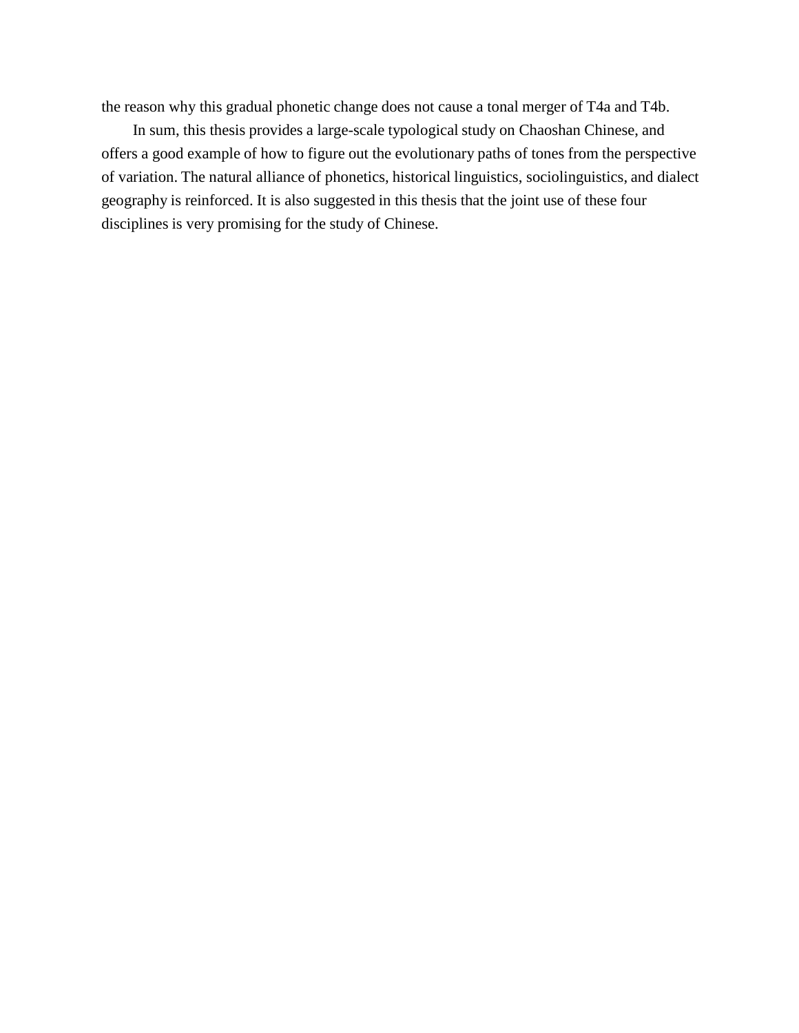the reason why this gradual phonetic change does not cause a tonal merger of T4a and T4b.

In sum, this thesis provides a large-scale typological study on Chaoshan Chinese, and offers a good example of how to figure out the evolutionary paths of tones from the perspective of variation. The natural alliance of phonetics, historical linguistics, sociolinguistics, and dialect geography is reinforced. It is also suggested in this thesis that the joint use of these four disciplines is very promising for the study of Chinese.